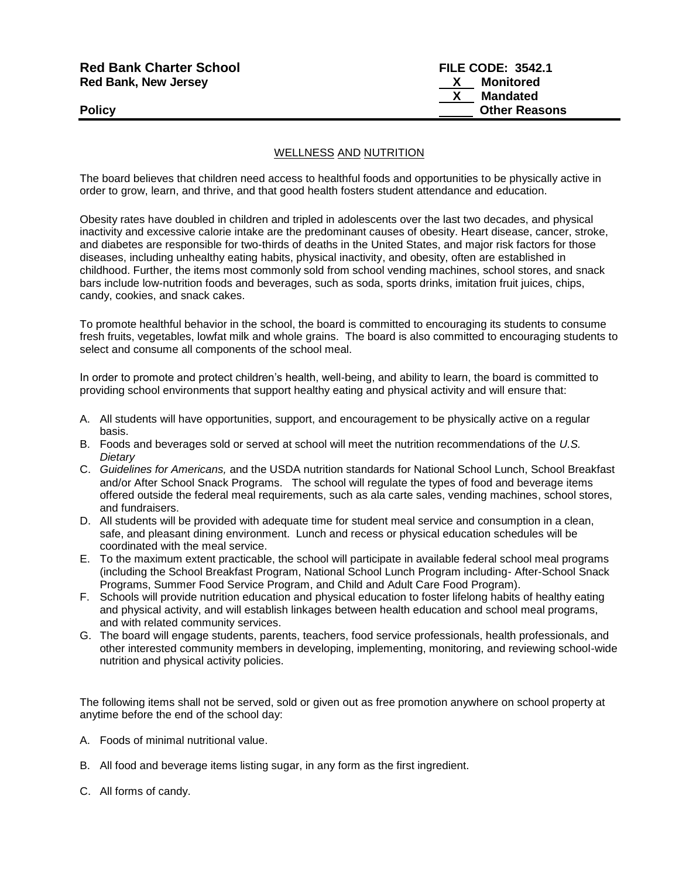**Red Bank Charter School**
**Red Bank, New Jersey**

**FILE CODE: 3542.1**
**X Monitored**
**X Mandated**
**Other Reasons**

**Policy**

WELLNESS AND NUTRITION

The board believes that children need access to healthful foods and opportunities to be physically active in order to grow, learn, and thrive, and that good health fosters student attendance and education.

Obesity rates have doubled in children and tripled in adolescents over the last two decades, and physical inactivity and excessive calorie intake are the predominant causes of obesity. Heart disease, cancer, stroke, and diabetes are responsible for two-thirds of deaths in the United States, and major risk factors for those diseases, including unhealthy eating habits, physical inactivity, and obesity, often are established in childhood. Further, the items most commonly sold from school vending machines, school stores, and snack bars include low-nutrition foods and beverages, such as soda, sports drinks, imitation fruit juices, chips, candy, cookies, and snack cakes.

To promote healthful behavior in the school, the board is committed to encouraging its students to consume fresh fruits, vegetables, lowfat milk and whole grains. The board is also committed to encouraging students to select and consume all components of the school meal.

In order to promote and protect children's health, well-being, and ability to learn, the board is committed to providing school environments that support healthy eating and physical activity and will ensure that:

A. All students will have opportunities, support, and encouragement to be physically active on a regular basis.
B. Foods and beverages sold or served at school will meet the nutrition recommendations of the *U.S. Dietary*
C. *Guidelines for Americans,* and the USDA nutrition standards for National School Lunch, School Breakfast and/or After School Snack Programs. The school will regulate the types of food and beverage items offered outside the federal meal requirements, such as ala carte sales, vending machines, school stores, and fundraisers.
D. All students will be provided with adequate time for student meal service and consumption in a clean, safe, and pleasant dining environment. Lunch and recess or physical education schedules will be coordinated with the meal service.
E. To the maximum extent practicable, the school will participate in available federal school meal programs (including the School Breakfast Program, National School Lunch Program including- After-School Snack Programs, Summer Food Service Program, and Child and Adult Care Food Program).
F. Schools will provide nutrition education and physical education to foster lifelong habits of healthy eating and physical activity, and will establish linkages between health education and school meal programs, and with related community services.
G. The board will engage students, parents, teachers, food service professionals, health professionals, and other interested community members in developing, implementing, monitoring, and reviewing school-wide nutrition and physical activity policies.

The following items shall not be served, sold or given out as free promotion anywhere on school property at anytime before the end of the school day:

A. Foods of minimal nutritional value.

B. All food and beverage items listing sugar, in any form as the first ingredient.

C. All forms of candy.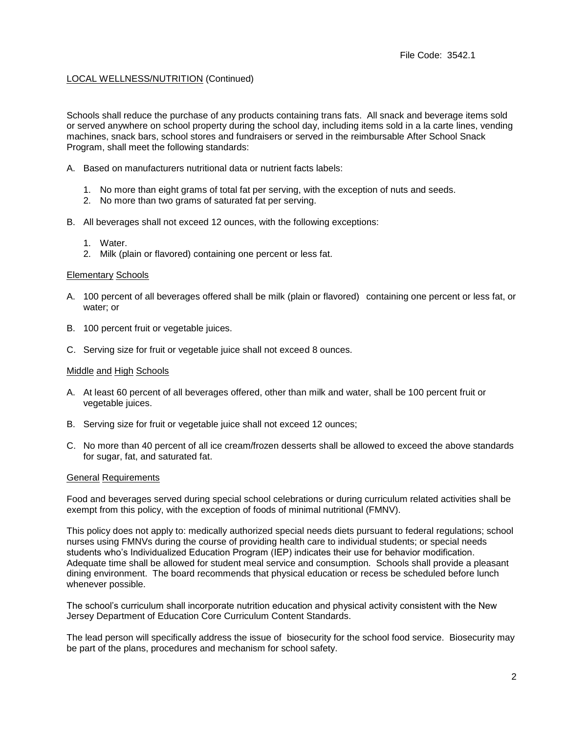File Code: 3542.1

LOCAL WELLNESS/NUTRITION (Continued)

Schools shall reduce the purchase of any products containing trans fats. All snack and beverage items sold or served anywhere on school property during the school day, including items sold in a la carte lines, vending machines, snack bars, school stores and fundraisers or served in the reimbursable After School Snack Program, shall meet the following standards:

A. Based on manufacturers nutritional data or nutrient facts labels:

   1. No more than eight grams of total fat per serving, with the exception of nuts and seeds.
   2. No more than two grams of saturated fat per serving.

B. All beverages shall not exceed 12 ounces, with the following exceptions:

   1. Water.
   2. Milk (plain or flavored) containing one percent or less fat.

### Elementary Schools

A. 100 percent of all beverages offered shall be milk (plain or flavored) containing one percent or less fat, or water; or

B. 100 percent fruit or vegetable juices.

C. Serving size for fruit or vegetable juice shall not exceed 8 ounces.

### Middle and High Schools

A. At least 60 percent of all beverages offered, other than milk and water, shall be 100 percent fruit or vegetable juices.

B. Serving size for fruit or vegetable juice shall not exceed 12 ounces;

C. No more than 40 percent of all ice cream/frozen desserts shall be allowed to exceed the above standards for sugar, fat, and saturated fat.

### General Requirements

Food and beverages served during special school celebrations or during curriculum related activities shall be exempt from this policy, with the exception of foods of minimal nutritional (FMNV).

This policy does not apply to: medically authorized special needs diets pursuant to federal regulations; school nurses using FMNVs during the course of providing health care to individual students; or special needs students who's Individualized Education Program (IEP) indicates their use for behavior modification. Adequate time shall be allowed for student meal service and consumption. Schools shall provide a pleasant dining environment. The board recommends that physical education or recess be scheduled before lunch whenever possible.

The school's curriculum shall incorporate nutrition education and physical activity consistent with the New Jersey Department of Education Core Curriculum Content Standards.

The lead person will specifically address the issue of biosecurity for the school food service. Biosecurity may be part of the plans, procedures and mechanism for school safety.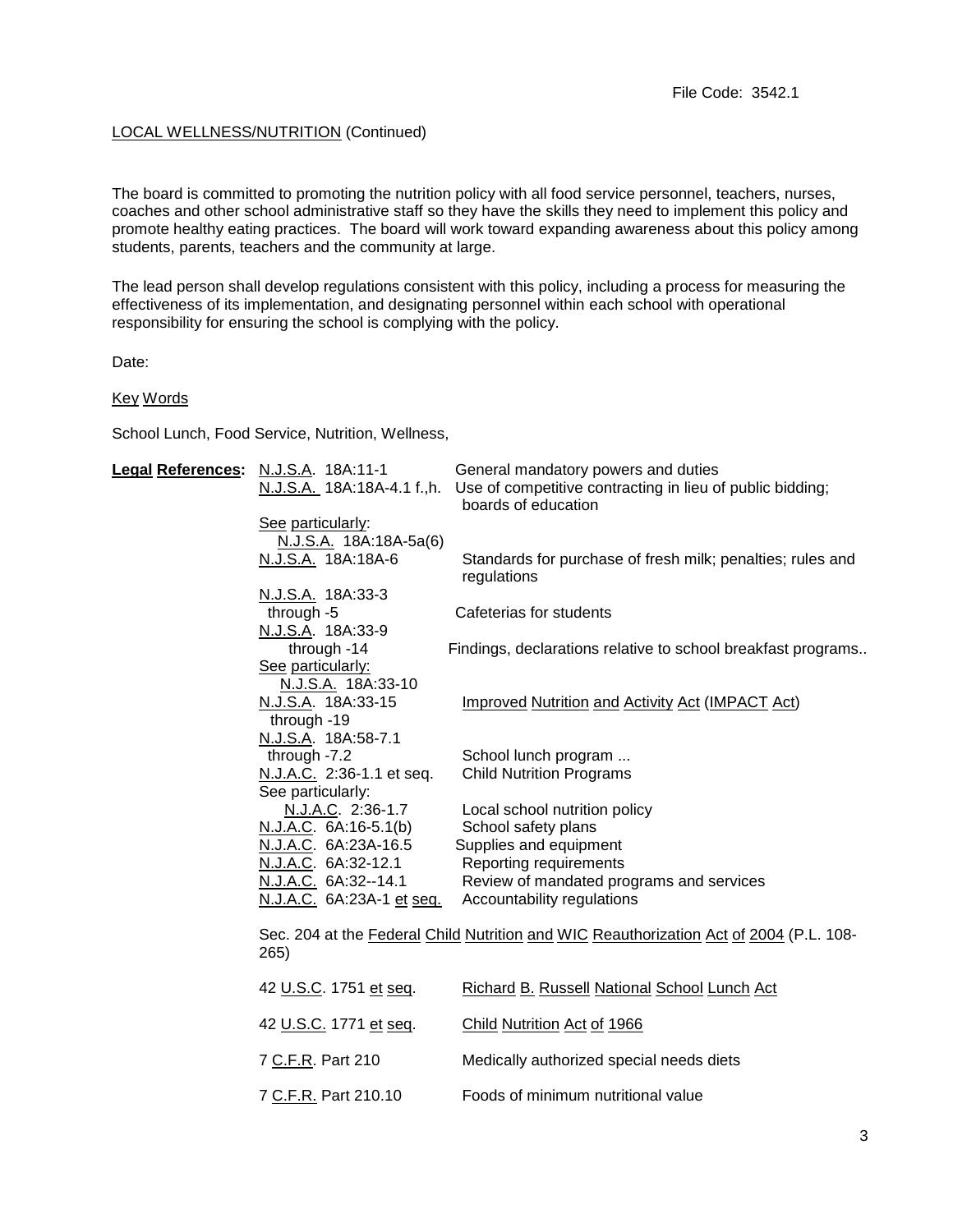File Code: 3542.1

LOCAL WELLNESS/NUTRITION (Continued)

The board is committed to promoting the nutrition policy with all food service personnel, teachers, nurses, coaches and other school administrative staff so they have the skills they need to implement this policy and promote healthy eating practices. The board will work toward expanding awareness about this policy among students, parents, teachers and the community at large.

The lead person shall develop regulations consistent with this policy, including a process for measuring the effectiveness of its implementation, and designating personnel within each school with operational responsibility for ensuring the school is complying with the policy.

Date:

Key Words

School Lunch, Food Service, Nutrition, Wellness,

**Legal References:**

| | |
|---|---|
| N.J.S.A. 18A:11-1 | General mandatory powers and duties |
| N.J.S.A. 18A:18A-4.1 f.,h. | Use of competitive contracting in lieu of public bidding; boards of education |
| See particularly: N.J.S.A. 18A:18A-5a(6) | |
| N.J.S.A. 18A:18A-6 | Standards for purchase of fresh milk; penalties; rules and regulations |
| N.J.S.A. 18A:33-3 through -5 | Cafeterias for students |
| N.J.S.A. 18A:33-9 through -14 | Findings, declarations relative to school breakfast programs.. |
| See particularly: N.J.S.A. 18A:33-10 | |
| N.J.S.A. 18A:33-15 through -19 | Improved Nutrition and Activity Act (IMPACT Act) |
| N.J.S.A. 18A:58-7.1 through -7.2 | School lunch program ... |
| N.J.A.C. 2:36-1.1 et seq. | Child Nutrition Programs |
| See particularly: N.J.A.C. 2:36-1.7 | Local school nutrition policy |
| N.J.A.C. 6A:16-5.1(b) | School safety plans |
| N.J.A.C. 6A:23A-16.5 | Supplies and equipment |
| N.J.A.C. 6A:32-12.1 | Reporting requirements |
| N.J.A.C. 6A:32--14.1 | Review of mandated programs and services |
| N.J.A.C. 6A:23A-1 et seq. | Accountability regulations |

Sec. 204 at the Federal Child Nutrition and WIC Reauthorization Act of 2004 (P.L. 108-265)

| | |
|---|---|
| 42 U.S.C. 1751 et seq. | Richard B. Russell National School Lunch Act |
| 42 U.S.C. 1771 et seq. | Child Nutrition Act of 1966 |
| 7 C.F.R. Part 210 | Medically authorized special needs diets |
| 7 C.F.R. Part 210.10 | Foods of minimum nutritional value |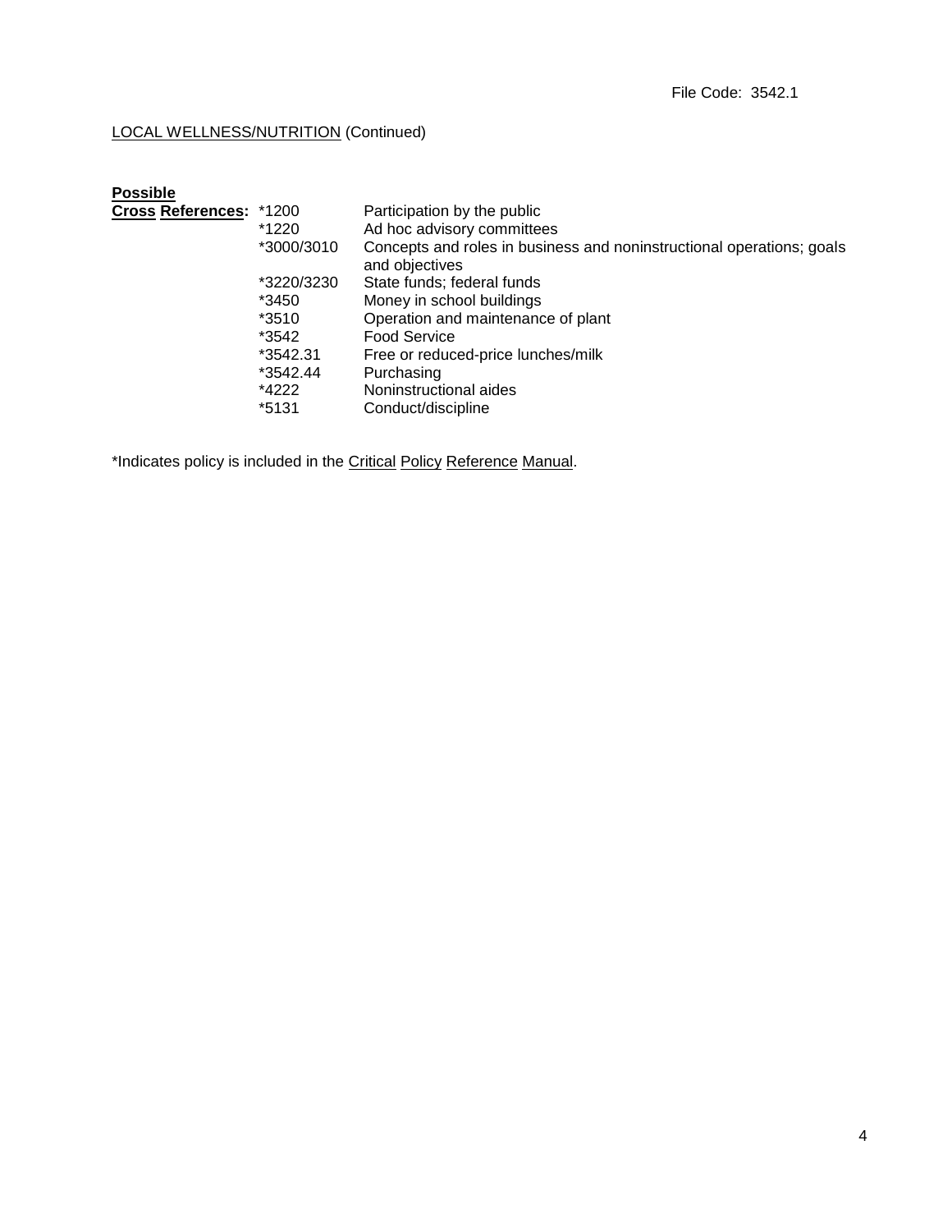File Code: 3542.1

LOCAL WELLNESS/NUTRITION (Continued)

**Possible Cross References:**

| | | |
|---|---|---|
| | *1200 | Participation by the public |
| | *1220 | Ad hoc advisory committees |
| | *3000/3010 | Concepts and roles in business and noninstructional operations; goals and objectives |
| | *3220/3230 | State funds; federal funds |
| | *3450 | Money in school buildings |
| | *3510 | Operation and maintenance of plant |
| | *3542 | Food Service |
| | *3542.31 | Free or reduced-price lunches/milk |
| | *3542.44 | Purchasing |
| | *4222 | Noninstructional aides |
| | *5131 | Conduct/discipline |

*Indicates policy is included in the Critical Policy Reference Manual.